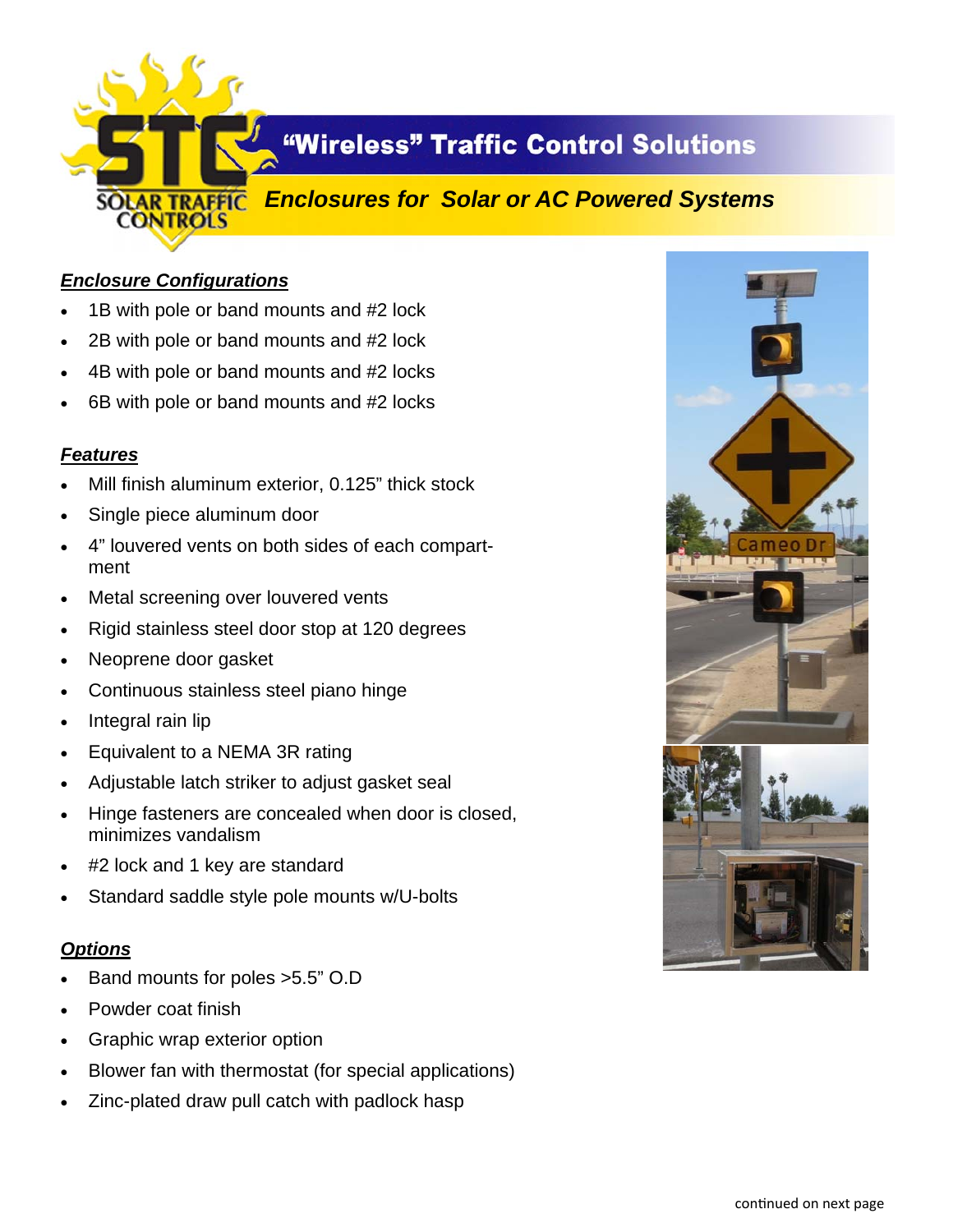# "Wireless" Traffic Control Solutions

## *Enclosures for Solar or AC Powered Systems*

### ***Enclosure Configurations***

- 1B with pole or band mounts and #2 lock
- 2B with pole or band mounts and #2 lock
- 4B with pole or band mounts and #2 locks
- 6B with pole or band mounts and #2 locks

### ***Features***

- Mill finish aluminum exterior, 0.125" thick stock
- Single piece aluminum door
- 4" louvered vents on both sides of each compartment
- Metal screening over louvered vents
- Rigid stainless steel door stop at 120 degrees
- Neoprene door gasket
- Continuous stainless steel piano hinge
- Integral rain lip
- Equivalent to a NEMA 3R rating
- Adjustable latch striker to adjust gasket seal
- Hinge fasteners are concealed when door is closed, minimizes vandalism
- #2 lock and 1 key are standard
- Standard saddle style pole mounts w/U-bolts

### ***Options***

- Band mounts for poles >5.5" O.D
- Powder coat finish
- Graphic wrap exterior option
- Blower fan with thermostat (for special applications)
- Zinc-plated draw pull catch with padlock hasp

continued on next page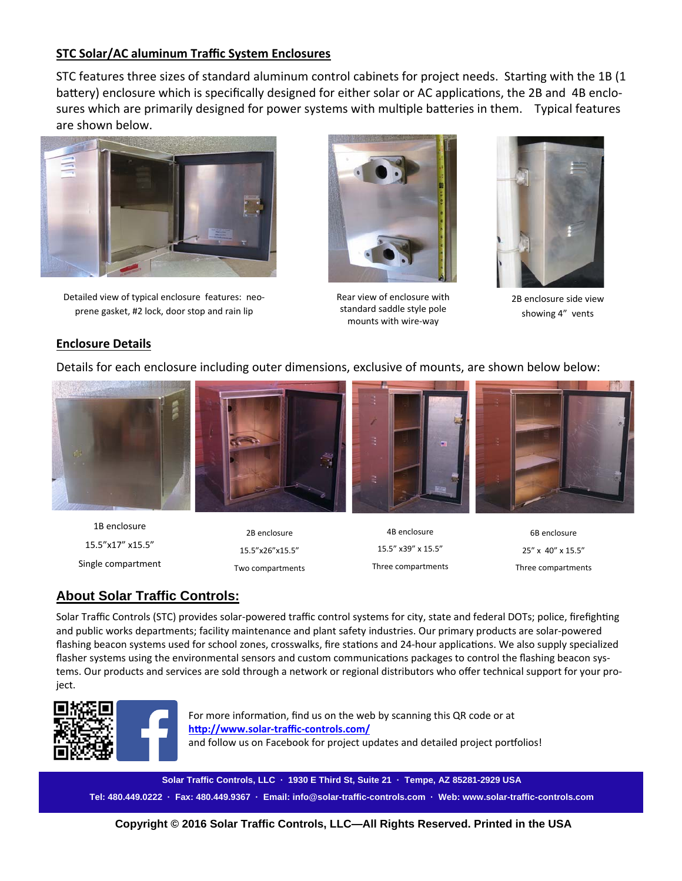## STC Solar/AC aluminum Traffic System Enclosures

STC features three sizes of standard aluminum control cabinets for project needs. Starting with the 1B (1 battery) enclosure which is specifically designed for either solar or AC applications, the 2B and 4B enclosures which are primarily designed for power systems with multiple batteries in them. Typical features are shown below.

Detailed view of typical enclosure features: neoprene gasket, #2 lock, door stop and rain lip

Rear view of enclosure with standard saddle style pole mounts with wire-way

2B enclosure side view showing 4" vents

## Enclosure Details

Details for each enclosure including outer dimensions, exclusive of mounts, are shown below below:

1B enclosure
15.5"x17" x15.5"
Single compartment

2B enclosure
15.5"x26"x15.5"
Two compartments

4B enclosure
15.5" x39" x 15.5"
Three compartments

6B enclosure
25" x 40" x 15.5"
Three compartments

## About Solar Traffic Controls:

Solar Traffic Controls (STC) provides solar-powered traffic control systems for city, state and federal DOTs; police, firefighting and public works departments; facility maintenance and plant safety industries. Our primary products are solar-powered flashing beacon systems used for school zones, crosswalks, fire stations and 24-hour applications. We also supply specialized flasher systems using the environmental sensors and custom communications packages to control the flashing beacon systems. Our products and services are sold through a network or regional distributors who offer technical support for your project.

For more information, find us on the web by scanning this QR code or at **http://www.solar-traffic-controls.com/**
and follow us on Facebook for project updates and detailed project portfolios!

**Solar Traffic Controls, LLC · 1930 E Third St, Suite 21 · Tempe, AZ 85281-2929 USA**

**Tel: 480.449.0222 · Fax: 480.449.9367 · Email: info@solar-traffic-controls.com · Web: www.solar-traffic-controls.com**

**Copyright © 2016 Solar Traffic Controls, LLC—All Rights Reserved. Printed in the USA**